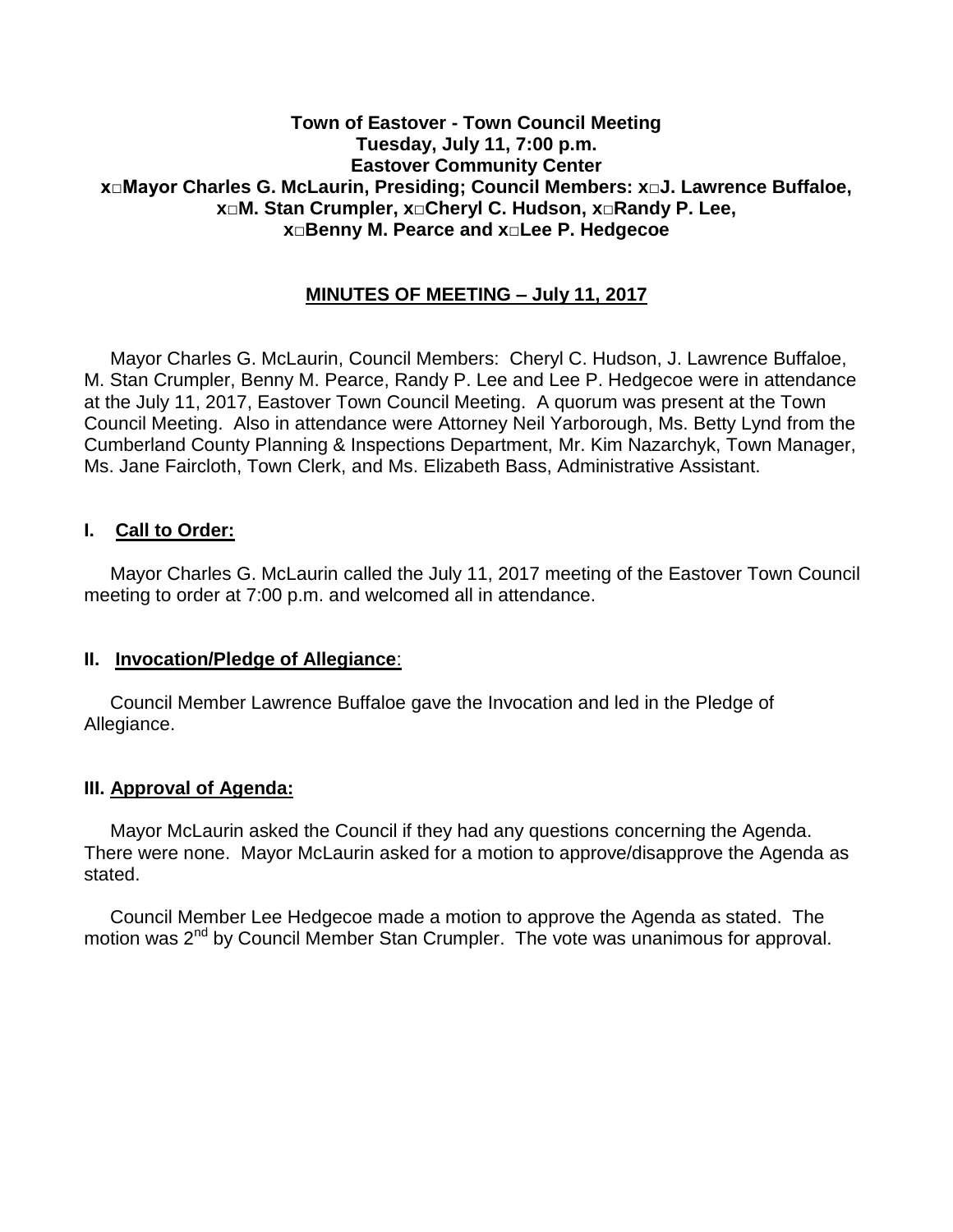**Town of Eastover - Town Council Meeting**
**Tuesday, July 11, 7:00 p.m.**
**Eastover Community Center**
**x□Mayor Charles G. McLaurin, Presiding; Council Members: x□J. Lawrence Buffaloe, x□M. Stan Crumpler, x□Cheryl C. Hudson, x□Randy P. Lee, x□Benny M. Pearce and x□Lee P. Hedgecoe**

## MINUTES OF MEETING – July 11, 2017

Mayor Charles G. McLaurin, Council Members: Cheryl C. Hudson, J. Lawrence Buffaloe, M. Stan Crumpler, Benny M. Pearce, Randy P. Lee and Lee P. Hedgecoe were in attendance at the July 11, 2017, Eastover Town Council Meeting. A quorum was present at the Town Council Meeting. Also in attendance were Attorney Neil Yarborough, Ms. Betty Lynd from the Cumberland County Planning & Inspections Department, Mr. Kim Nazarchyk, Town Manager, Ms. Jane Faircloth, Town Clerk, and Ms. Elizabeth Bass, Administrative Assistant.

### I. Call to Order:

Mayor Charles G. McLaurin called the July 11, 2017 meeting of the Eastover Town Council meeting to order at 7:00 p.m. and welcomed all in attendance.

### II. Invocation/Pledge of Allegiance:

Council Member Lawrence Buffaloe gave the Invocation and led in the Pledge of Allegiance.

### III. Approval of Agenda:

Mayor McLaurin asked the Council if they had any questions concerning the Agenda. There were none. Mayor McLaurin asked for a motion to approve/disapprove the Agenda as stated.

Council Member Lee Hedgecoe made a motion to approve the Agenda as stated. The motion was 2nd by Council Member Stan Crumpler. The vote was unanimous for approval.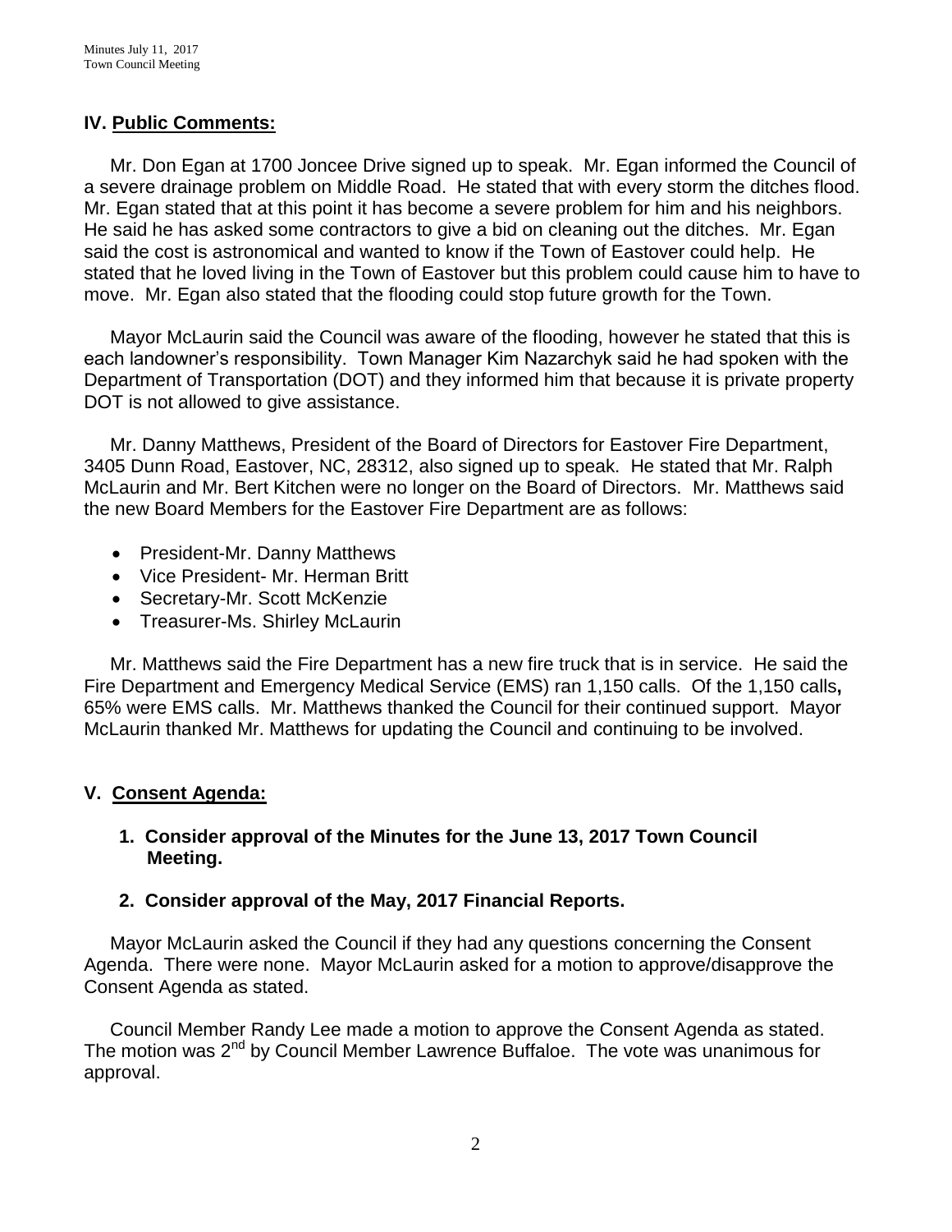## IV. Public Comments:

Mr. Don Egan at 1700 Joncee Drive signed up to speak. Mr. Egan informed the Council of a severe drainage problem on Middle Road. He stated that with every storm the ditches flood. Mr. Egan stated that at this point it has become a severe problem for him and his neighbors. He said he has asked some contractors to give a bid on cleaning out the ditches. Mr. Egan said the cost is astronomical and wanted to know if the Town of Eastover could help. He stated that he loved living in the Town of Eastover but this problem could cause him to have to move. Mr. Egan also stated that the flooding could stop future growth for the Town.

Mayor McLaurin said the Council was aware of the flooding, however he stated that this is each landowner's responsibility. Town Manager Kim Nazarchyk said he had spoken with the Department of Transportation (DOT) and they informed him that because it is private property DOT is not allowed to give assistance.

Mr. Danny Matthews, President of the Board of Directors for Eastover Fire Department, 3405 Dunn Road, Eastover, NC, 28312, also signed up to speak. He stated that Mr. Ralph McLaurin and Mr. Bert Kitchen were no longer on the Board of Directors. Mr. Matthews said the new Board Members for the Eastover Fire Department are as follows:

- President-Mr. Danny Matthews
- Vice President- Mr. Herman Britt
- Secretary-Mr. Scott McKenzie
- Treasurer-Ms. Shirley McLaurin

Mr. Matthews said the Fire Department has a new fire truck that is in service. He said the Fire Department and Emergency Medical Service (EMS) ran 1,150 calls. Of the 1,150 calls**,** 65% were EMS calls. Mr. Matthews thanked the Council for their continued support. Mayor McLaurin thanked Mr. Matthews for updating the Council and continuing to be involved.

## V. Consent Agenda:

**1. Consider approval of the Minutes for the June 13, 2017 Town Council Meeting.**

**2. Consider approval of the May, 2017 Financial Reports.**

Mayor McLaurin asked the Council if they had any questions concerning the Consent Agenda. There were none. Mayor McLaurin asked for a motion to approve/disapprove the Consent Agenda as stated.

Council Member Randy Lee made a motion to approve the Consent Agenda as stated. The motion was 2nd by Council Member Lawrence Buffaloe. The vote was unanimous for approval.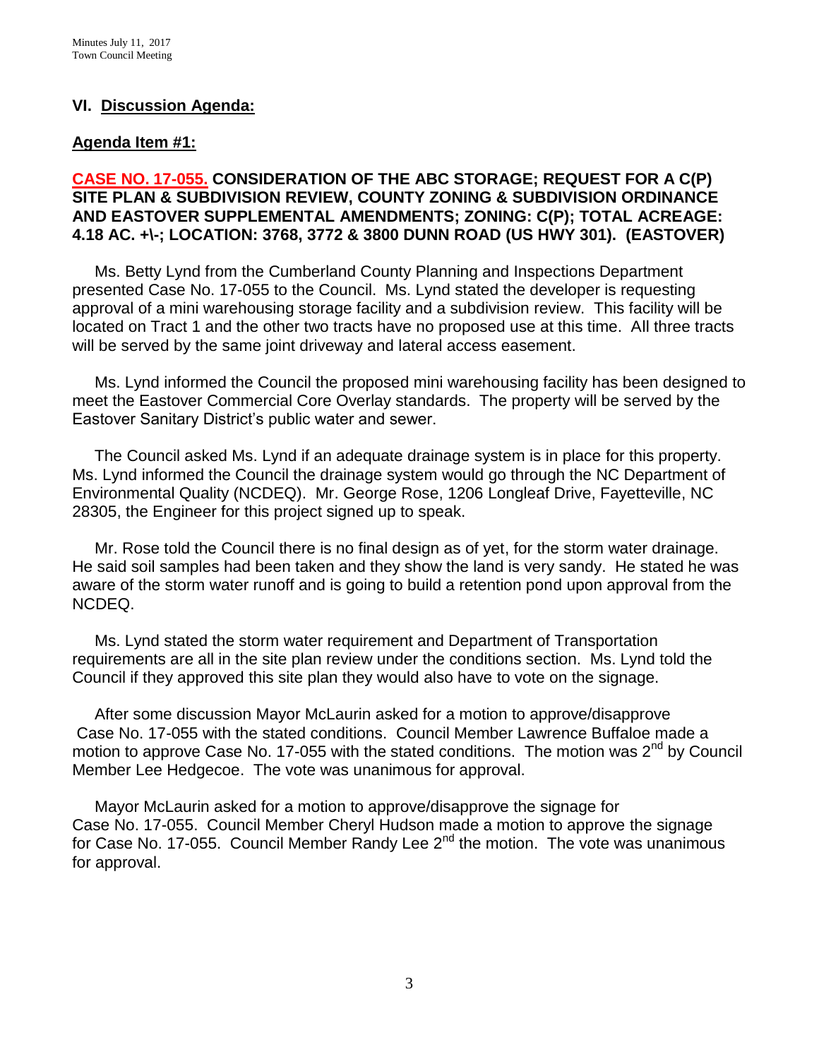## VI. Discussion Agenda:

### Agenda Item #1:

**CASE NO. 17-055. CONSIDERATION OF THE ABC STORAGE; REQUEST FOR A C(P) SITE PLAN & SUBDIVISION REVIEW, COUNTY ZONING & SUBDIVISION ORDINANCE AND EASTOVER SUPPLEMENTAL AMENDMENTS; ZONING: C(P); TOTAL ACREAGE: 4.18 AC. +\-; LOCATION: 3768, 3772 & 3800 DUNN ROAD (US HWY 301). (EASTOVER)**

Ms. Betty Lynd from the Cumberland County Planning and Inspections Department presented Case No. 17-055 to the Council. Ms. Lynd stated the developer is requesting approval of a mini warehousing storage facility and a subdivision review. This facility will be located on Tract 1 and the other two tracts have no proposed use at this time. All three tracts will be served by the same joint driveway and lateral access easement.

Ms. Lynd informed the Council the proposed mini warehousing facility has been designed to meet the Eastover Commercial Core Overlay standards. The property will be served by the Eastover Sanitary District's public water and sewer.

The Council asked Ms. Lynd if an adequate drainage system is in place for this property. Ms. Lynd informed the Council the drainage system would go through the NC Department of Environmental Quality (NCDEQ). Mr. George Rose, 1206 Longleaf Drive, Fayetteville, NC 28305, the Engineer for this project signed up to speak.

Mr. Rose told the Council there is no final design as of yet, for the storm water drainage. He said soil samples had been taken and they show the land is very sandy. He stated he was aware of the storm water runoff and is going to build a retention pond upon approval from the NCDEQ.

Ms. Lynd stated the storm water requirement and Department of Transportation requirements are all in the site plan review under the conditions section. Ms. Lynd told the Council if they approved this site plan they would also have to vote on the signage.

After some discussion Mayor McLaurin asked for a motion to approve/disapprove Case No. 17-055 with the stated conditions. Council Member Lawrence Buffaloe made a motion to approve Case No. 17-055 with the stated conditions. The motion was 2nd by Council Member Lee Hedgecoe. The vote was unanimous for approval.

Mayor McLaurin asked for a motion to approve/disapprove the signage for Case No. 17-055. Council Member Cheryl Hudson made a motion to approve the signage for Case No. 17-055. Council Member Randy Lee 2nd the motion. The vote was unanimous for approval.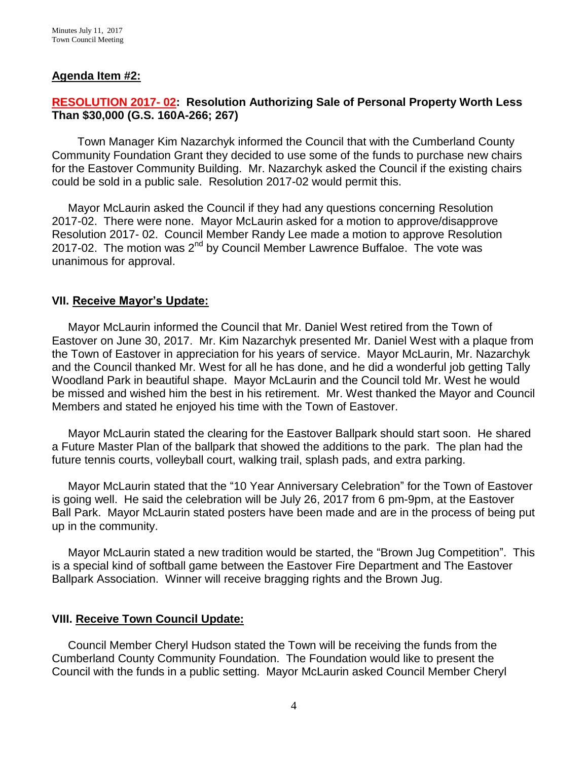**Agenda Item #2:**

**RESOLUTION 2017- 02: Resolution Authorizing Sale of Personal Property Worth Less Than $30,000 (G.S. 160A-266; 267)**

Town Manager Kim Nazarchyk informed the Council that with the Cumberland County Community Foundation Grant they decided to use some of the funds to purchase new chairs for the Eastover Community Building. Mr. Nazarchyk asked the Council if the existing chairs could be sold in a public sale. Resolution 2017-02 would permit this.

Mayor McLaurin asked the Council if they had any questions concerning Resolution 2017-02. There were none. Mayor McLaurin asked for a motion to approve/disapprove Resolution 2017- 02. Council Member Randy Lee made a motion to approve Resolution 2017-02. The motion was 2nd by Council Member Lawrence Buffaloe. The vote was unanimous for approval.

## VII. Receive Mayor's Update:

Mayor McLaurin informed the Council that Mr. Daniel West retired from the Town of Eastover on June 30, 2017. Mr. Kim Nazarchyk presented Mr. Daniel West with a plaque from the Town of Eastover in appreciation for his years of service. Mayor McLaurin, Mr. Nazarchyk and the Council thanked Mr. West for all he has done, and he did a wonderful job getting Tally Woodland Park in beautiful shape. Mayor McLaurin and the Council told Mr. West he would be missed and wished him the best in his retirement. Mr. West thanked the Mayor and Council Members and stated he enjoyed his time with the Town of Eastover.

Mayor McLaurin stated the clearing for the Eastover Ballpark should start soon. He shared a Future Master Plan of the ballpark that showed the additions to the park. The plan had the future tennis courts, volleyball court, walking trail, splash pads, and extra parking.

Mayor McLaurin stated that the "10 Year Anniversary Celebration" for the Town of Eastover is going well. He said the celebration will be July 26, 2017 from 6 pm-9pm, at the Eastover Ball Park. Mayor McLaurin stated posters have been made and are in the process of being put up in the community.

Mayor McLaurin stated a new tradition would be started, the "Brown Jug Competition". This is a special kind of softball game between the Eastover Fire Department and The Eastover Ballpark Association. Winner will receive bragging rights and the Brown Jug.

## VIII. Receive Town Council Update:

Council Member Cheryl Hudson stated the Town will be receiving the funds from the Cumberland County Community Foundation. The Foundation would like to present the Council with the funds in a public setting. Mayor McLaurin asked Council Member Cheryl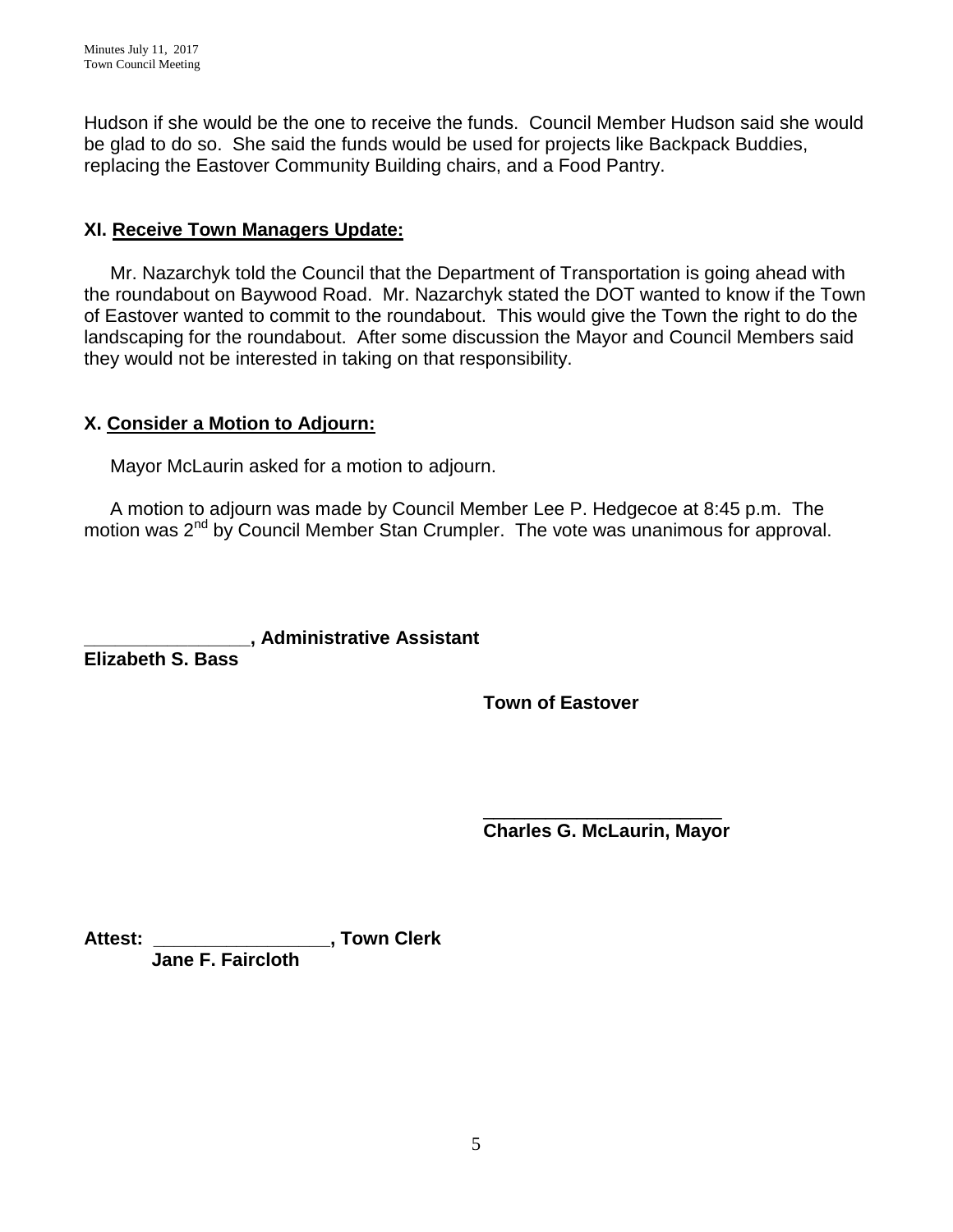Hudson if she would be the one to receive the funds. Council Member Hudson said she would be glad to do so. She said the funds would be used for projects like Backpack Buddies, replacing the Eastover Community Building chairs, and a Food Pantry.

### XI. Receive Town Managers Update:

Mr. Nazarchyk told the Council that the Department of Transportation is going ahead with the roundabout on Baywood Road. Mr. Nazarchyk stated the DOT wanted to know if the Town of Eastover wanted to commit to the roundabout. This would give the Town the right to do the landscaping for the roundabout. After some discussion the Mayor and Council Members said they would not be interested in taking on that responsibility.

### X. Consider a Motion to Adjourn:

Mayor McLaurin asked for a motion to adjourn.

A motion to adjourn was made by Council Member Lee P. Hedgecoe at 8:45 p.m. The motion was 2nd by Council Member Stan Crumpler. The vote was unanimous for approval.

**________________, Administrative Assistant**
**Elizabeth S. Bass**

**Town of Eastover**

**______________________**
**Charles G. McLaurin, Mayor**

**Attest: ________________, Town Clerk**
**Jane F. Faircloth**